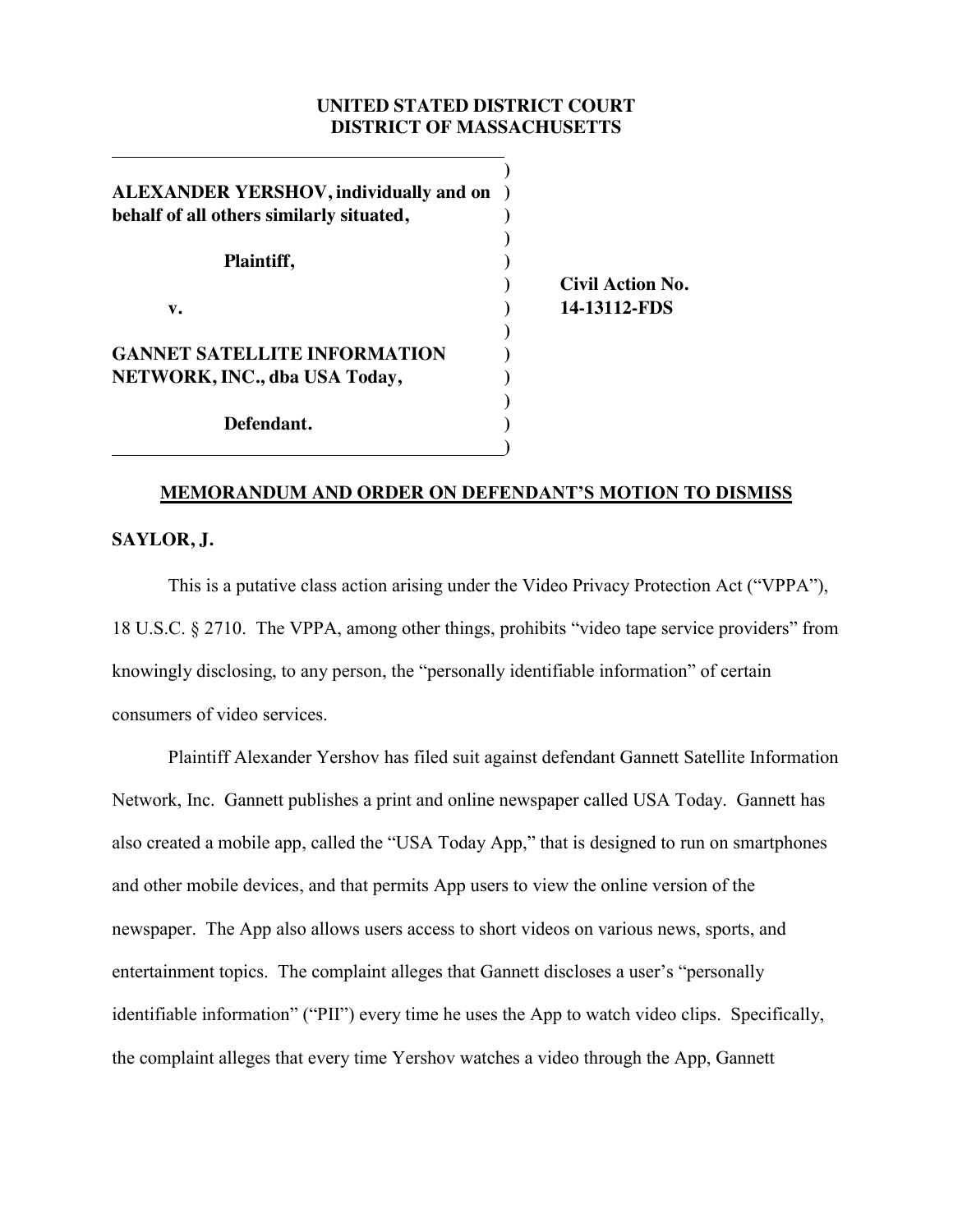**UNITED STATED DISTRICT COURT**
**DISTRICT OF MASSACHUSETTS**

| | | |
|---|---|---|
| **ALEXANDER YERSHOV, individually and on behalf of all others similarly situated,** | ) | |
| **Plaintiff,** | ) | |
| **v.** | ) | **Civil Action No. 14-13112-FDS** |
| **GANNET SATELLITE INFORMATION NETWORK, INC., dba USA Today,** | ) | |
| **Defendant.** | ) | |

**MEMORANDUM AND ORDER ON DEFENDANT'S MOTION TO DISMISS**

**SAYLOR, J.**

This is a putative class action arising under the Video Privacy Protection Act ("VPPA"), 18 U.S.C. § 2710. The VPPA, among other things, prohibits "video tape service providers" from knowingly disclosing, to any person, the "personally identifiable information" of certain consumers of video services.

Plaintiff Alexander Yershov has filed suit against defendant Gannett Satellite Information Network, Inc. Gannett publishes a print and online newspaper called USA Today. Gannett has also created a mobile app, called the "USA Today App," that is designed to run on smartphones and other mobile devices, and that permits App users to view the online version of the newspaper. The App also allows users access to short videos on various news, sports, and entertainment topics. The complaint alleges that Gannett discloses a user's "personally identifiable information" ("PII") every time he uses the App to watch video clips. Specifically, the complaint alleges that every time Yershov watches a video through the App, Gannett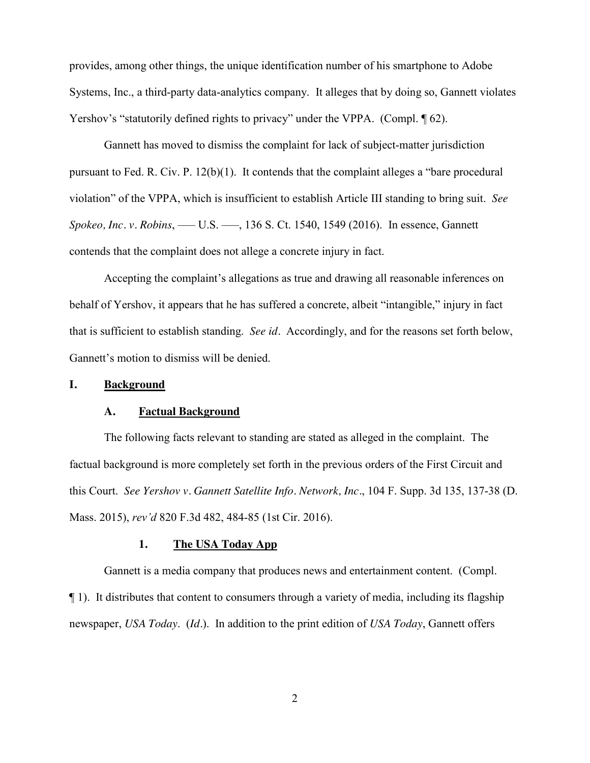provides, among other things, the unique identification number of his smartphone to Adobe Systems, Inc., a third-party data-analytics company. It alleges that by doing so, Gannett violates Yershov's "statutorily defined rights to privacy" under the VPPA. (Compl. ¶ 62).

Gannett has moved to dismiss the complaint for lack of subject-matter jurisdiction pursuant to Fed. R. Civ. P. 12(b)(1). It contends that the complaint alleges a "bare procedural violation" of the VPPA, which is insufficient to establish Article III standing to bring suit. *See Spokeo, Inc. v. Robins*, —— U.S. ——, 136 S. Ct. 1540, 1549 (2016). In essence, Gannett contends that the complaint does not allege a concrete injury in fact.

Accepting the complaint's allegations as true and drawing all reasonable inferences on behalf of Yershov, it appears that he has suffered a concrete, albeit "intangible," injury in fact that is sufficient to establish standing. *See id*. Accordingly, and for the reasons set forth below, Gannett's motion to dismiss will be denied.

## I. Background

### A. Factual Background

The following facts relevant to standing are stated as alleged in the complaint. The factual background is more completely set forth in the previous orders of the First Circuit and this Court. *See Yershov v. Gannett Satellite Info. Network, Inc*., 104 F. Supp. 3d 135, 137-38 (D. Mass. 2015), *rev'd* 820 F.3d 482, 484-85 (1st Cir. 2016).

#### 1. The USA Today App

Gannett is a media company that produces news and entertainment content. (Compl. ¶ 1). It distributes that content to consumers through a variety of media, including its flagship newspaper, *USA Today*. (*Id*.). In addition to the print edition of *USA Today*, Gannett offers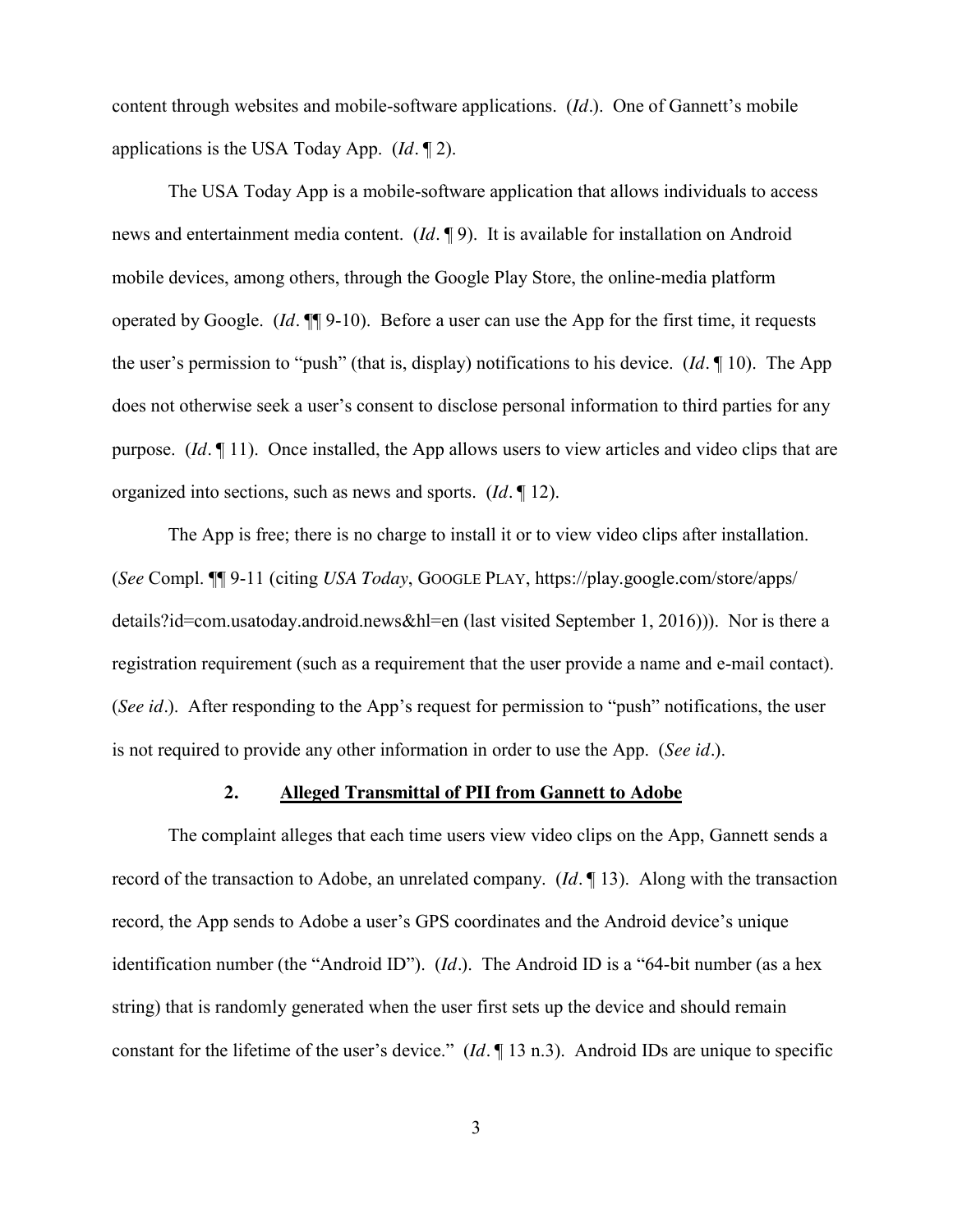content through websites and mobile-software applications. (*Id*.). One of Gannett's mobile applications is the USA Today App. (*Id*. ¶ 2).

The USA Today App is a mobile-software application that allows individuals to access news and entertainment media content. (*Id*. ¶ 9). It is available for installation on Android mobile devices, among others, through the Google Play Store, the online-media platform operated by Google. (*Id*. ¶¶ 9-10). Before a user can use the App for the first time, it requests the user's permission to "push" (that is, display) notifications to his device. (*Id*. ¶ 10). The App does not otherwise seek a user's consent to disclose personal information to third parties for any purpose. (*Id*. ¶ 11). Once installed, the App allows users to view articles and video clips that are organized into sections, such as news and sports. (*Id*. ¶ 12).

The App is free; there is no charge to install it or to view video clips after installation. (*See* Compl. ¶¶ 9-11 (citing *USA Today*, GOOGLE PLAY, https://play.google.com/store/apps/details?id=com.usatoday.android.news&hl=en (last visited September 1, 2016))). Nor is there a registration requirement (such as a requirement that the user provide a name and e-mail contact). (*See id*.). After responding to the App's request for permission to "push" notifications, the user is not required to provide any other information in order to use the App. (*See id*.).

### 2. Alleged Transmittal of PII from Gannett to Adobe

The complaint alleges that each time users view video clips on the App, Gannett sends a record of the transaction to Adobe, an unrelated company. (*Id*. ¶ 13). Along with the transaction record, the App sends to Adobe a user's GPS coordinates and the Android device's unique identification number (the "Android ID"). (*Id*.). The Android ID is a "64-bit number (as a hex string) that is randomly generated when the user first sets up the device and should remain constant for the lifetime of the user's device." (*Id*. ¶ 13 n.3). Android IDs are unique to specific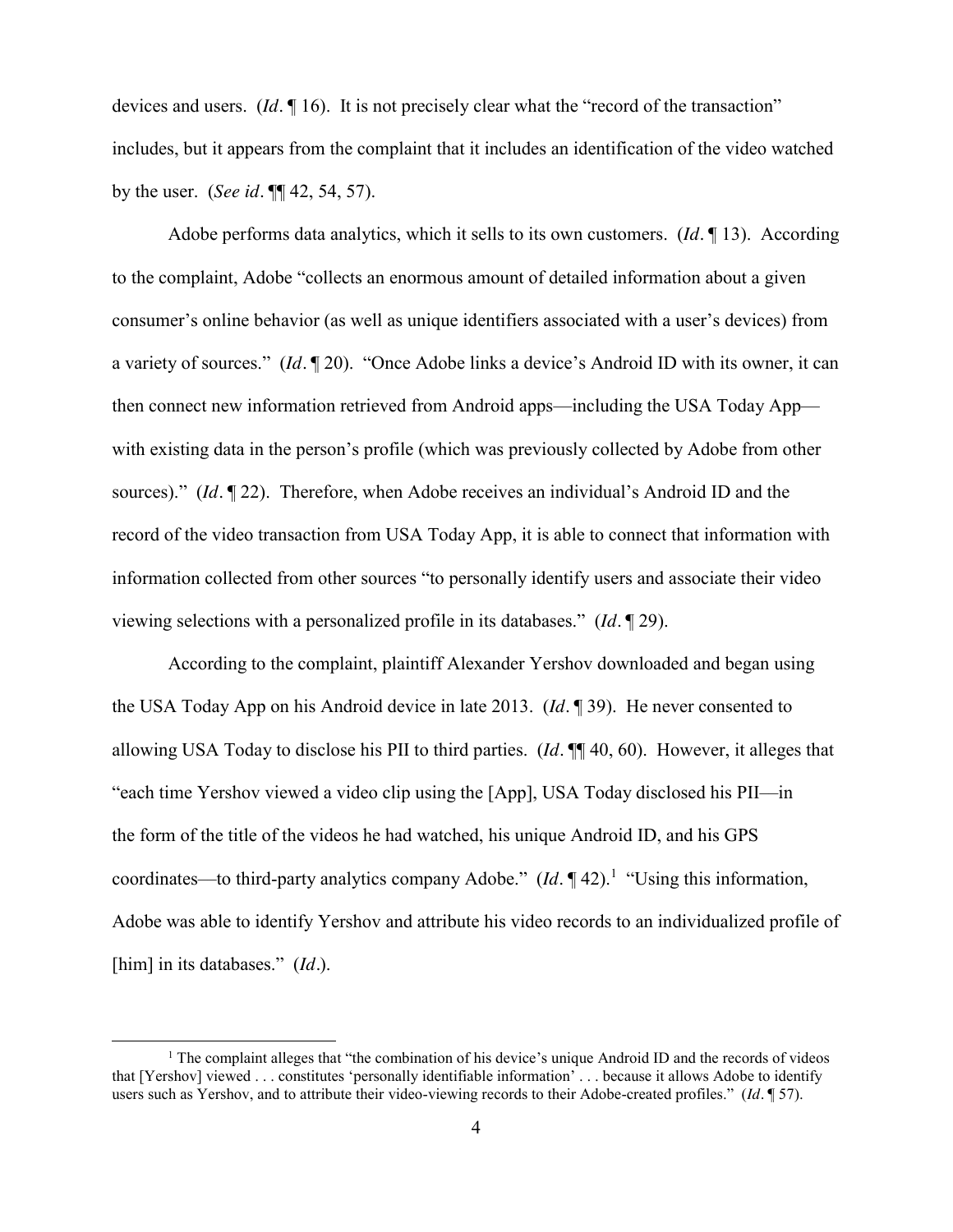devices and users. (*Id*. ¶ 16). It is not precisely clear what the "record of the transaction" includes, but it appears from the complaint that it includes an identification of the video watched by the user. (*See id*. ¶¶ 42, 54, 57).

Adobe performs data analytics, which it sells to its own customers. (*Id*. ¶ 13). According to the complaint, Adobe "collects an enormous amount of detailed information about a given consumer's online behavior (as well as unique identifiers associated with a user's devices) from a variety of sources." (*Id*. ¶ 20). "Once Adobe links a device's Android ID with its owner, it can then connect new information retrieved from Android apps—including the USA Today App—with existing data in the person's profile (which was previously collected by Adobe from other sources)." (*Id*. ¶ 22). Therefore, when Adobe receives an individual's Android ID and the record of the video transaction from USA Today App, it is able to connect that information with information collected from other sources "to personally identify users and associate their video viewing selections with a personalized profile in its databases." (*Id*. ¶ 29).

According to the complaint, plaintiff Alexander Yershov downloaded and began using the USA Today App on his Android device in late 2013. (*Id*. ¶ 39). He never consented to allowing USA Today to disclose his PII to third parties. (*Id*. ¶¶ 40, 60). However, it alleges that "each time Yershov viewed a video clip using the [App], USA Today disclosed his PII—in the form of the title of the videos he had watched, his unique Android ID, and his GPS coordinates—to third-party analytics company Adobe." (*Id*. ¶ 42).[1] "Using this information, Adobe was able to identify Yershov and attribute his video records to an individualized profile of [him] in its databases." (*Id*.).

[1] The complaint alleges that "the combination of his device's unique Android ID and the records of videos that [Yershov] viewed . . . constitutes 'personally identifiable information' . . . because it allows Adobe to identify users such as Yershov, and to attribute their video-viewing records to their Adobe-created profiles." (*Id*. ¶ 57).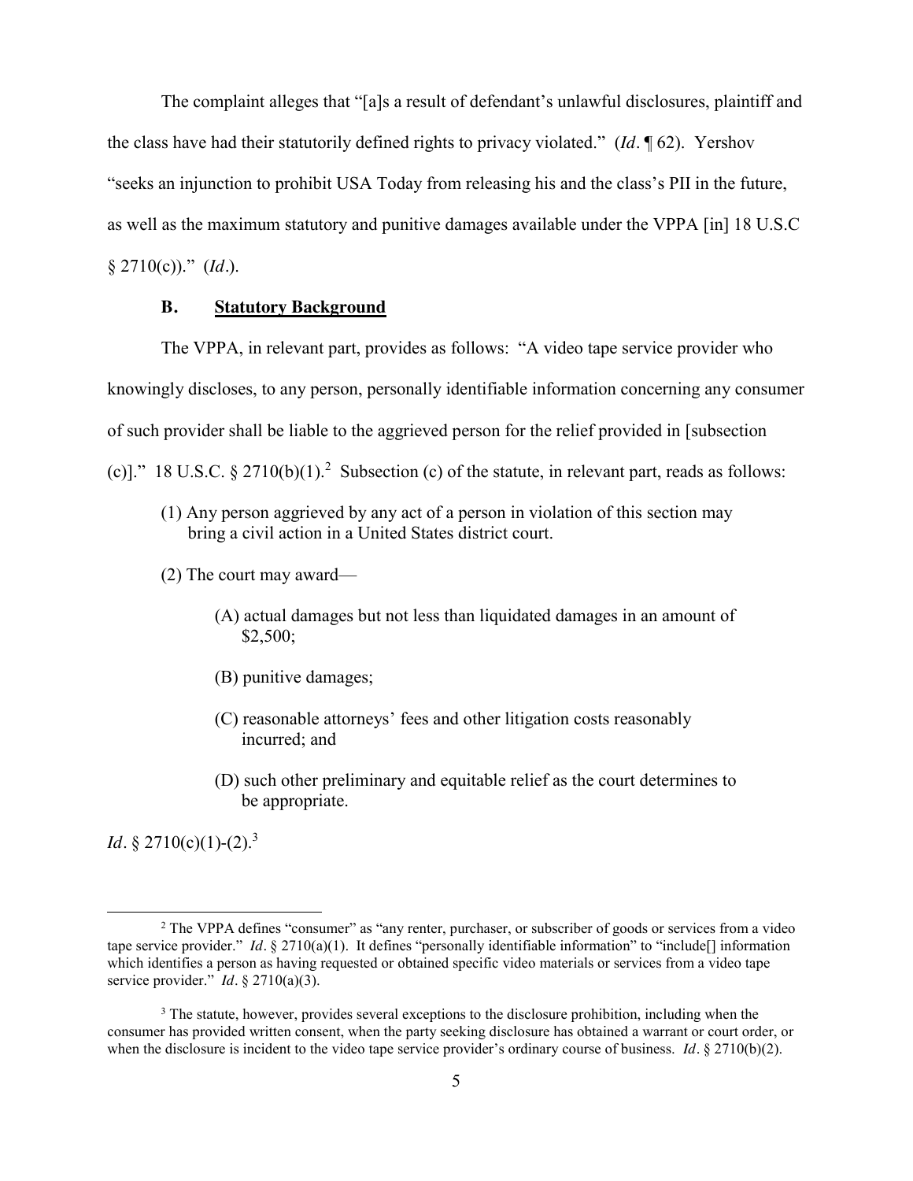The complaint alleges that "[a]s a result of defendant's unlawful disclosures, plaintiff and the class have had their statutorily defined rights to privacy violated." (*Id*. ¶ 62). Yershov "seeks an injunction to prohibit USA Today from releasing his and the class's PII in the future, as well as the maximum statutory and punitive damages available under the VPPA [in] 18 U.S.C § 2710(c))." (*Id*.).

### B. Statutory Background

The VPPA, in relevant part, provides as follows: "A video tape service provider who knowingly discloses, to any person, personally identifiable information concerning any consumer of such provider shall be liable to the aggrieved person for the relief provided in [subsection (c)]." 18 U.S.C. § 2710(b)(1).[2] Subsection (c) of the statute, in relevant part, reads as follows:

> (1) Any person aggrieved by any act of a person in violation of this section may bring a civil action in a United States district court.
>
> (2) The court may award—
>
> > (A) actual damages but not less than liquidated damages in an amount of $2,500;
> >
> > (B) punitive damages;
> >
> > (C) reasonable attorneys' fees and other litigation costs reasonably incurred; and
> >
> > (D) such other preliminary and equitable relief as the court determines to be appropriate.

*Id*. § 2710(c)(1)-(2).[3]

---

[2] The VPPA defines "consumer" as "any renter, purchaser, or subscriber of goods or services from a video tape service provider." *Id*. § 2710(a)(1). It defines "personally identifiable information" to "include[] information which identifies a person as having requested or obtained specific video materials or services from a video tape service provider." *Id*. § 2710(a)(3).

[3] The statute, however, provides several exceptions to the disclosure prohibition, including when the consumer has provided written consent, when the party seeking disclosure has obtained a warrant or court order, or when the disclosure is incident to the video tape service provider's ordinary course of business. *Id*. § 2710(b)(2).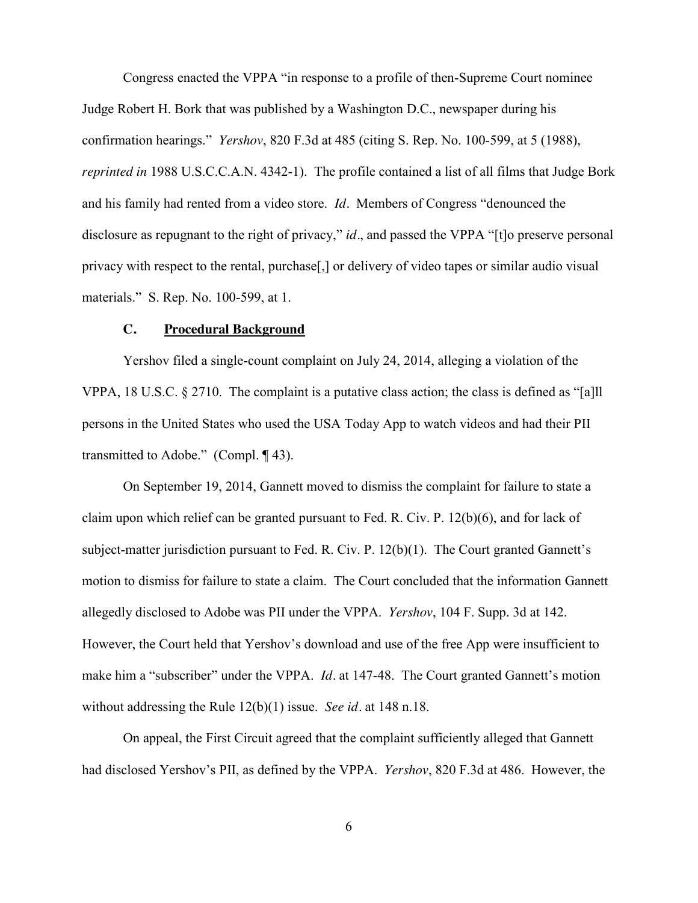Congress enacted the VPPA "in response to a profile of then-Supreme Court nominee Judge Robert H. Bork that was published by a Washington D.C., newspaper during his confirmation hearings." *Yershov*, 820 F.3d at 485 (citing S. Rep. No. 100-599, at 5 (1988), *reprinted in* 1988 U.S.C.C.A.N. 4342-1). The profile contained a list of all films that Judge Bork and his family had rented from a video store. *Id*. Members of Congress "denounced the disclosure as repugnant to the right of privacy," *id*., and passed the VPPA "[t]o preserve personal privacy with respect to the rental, purchase[,] or delivery of video tapes or similar audio visual materials." S. Rep. No. 100-599, at 1.

### C. **Procedural Background**

Yershov filed a single-count complaint on July 24, 2014, alleging a violation of the VPPA, 18 U.S.C. § 2710. The complaint is a putative class action; the class is defined as "[a]ll persons in the United States who used the USA Today App to watch videos and had their PII transmitted to Adobe." (Compl. ¶ 43).

On September 19, 2014, Gannett moved to dismiss the complaint for failure to state a claim upon which relief can be granted pursuant to Fed. R. Civ. P. 12(b)(6), and for lack of subject-matter jurisdiction pursuant to Fed. R. Civ. P. 12(b)(1). The Court granted Gannett's motion to dismiss for failure to state a claim. The Court concluded that the information Gannett allegedly disclosed to Adobe was PII under the VPPA. *Yershov*, 104 F. Supp. 3d at 142. However, the Court held that Yershov's download and use of the free App were insufficient to make him a "subscriber" under the VPPA. *Id*. at 147-48. The Court granted Gannett's motion without addressing the Rule 12(b)(1) issue. *See id*. at 148 n.18.

On appeal, the First Circuit agreed that the complaint sufficiently alleged that Gannett had disclosed Yershov's PII, as defined by the VPPA. *Yershov*, 820 F.3d at 486. However, the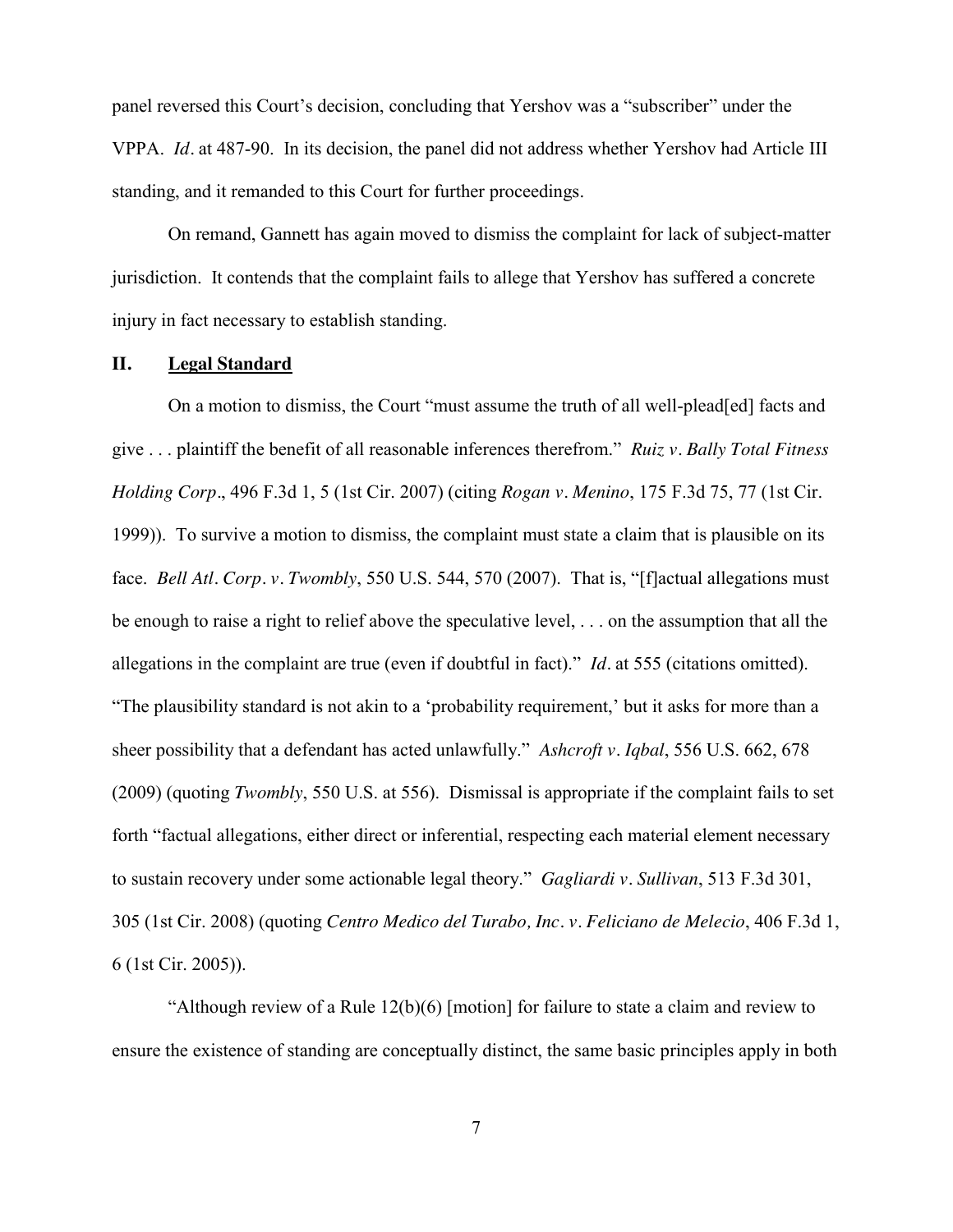panel reversed this Court's decision, concluding that Yershov was a "subscriber" under the VPPA. *Id.* at 487-90. In its decision, the panel did not address whether Yershov had Article III standing, and it remanded to this Court for further proceedings.

On remand, Gannett has again moved to dismiss the complaint for lack of subject-matter jurisdiction. It contends that the complaint fails to allege that Yershov has suffered a concrete injury in fact necessary to establish standing.

## II. Legal Standard

On a motion to dismiss, the Court "must assume the truth of all well-plead[ed] facts and give . . . plaintiff the benefit of all reasonable inferences therefrom." *Ruiz v. Bally Total Fitness Holding Corp.*, 496 F.3d 1, 5 (1st Cir. 2007) (citing *Rogan v. Menino*, 175 F.3d 75, 77 (1st Cir. 1999)). To survive a motion to dismiss, the complaint must state a claim that is plausible on its face. *Bell Atl. Corp. v. Twombly*, 550 U.S. 544, 570 (2007). That is, "[f]actual allegations must be enough to raise a right to relief above the speculative level, . . . on the assumption that all the allegations in the complaint are true (even if doubtful in fact)." *Id.* at 555 (citations omitted). "The plausibility standard is not akin to a 'probability requirement,' but it asks for more than a sheer possibility that a defendant has acted unlawfully." *Ashcroft v. Iqbal*, 556 U.S. 662, 678 (2009) (quoting *Twombly*, 550 U.S. at 556). Dismissal is appropriate if the complaint fails to set forth "factual allegations, either direct or inferential, respecting each material element necessary to sustain recovery under some actionable legal theory." *Gagliardi v. Sullivan*, 513 F.3d 301, 305 (1st Cir. 2008) (quoting *Centro Medico del Turabo, Inc. v. Feliciano de Melecio*, 406 F.3d 1, 6 (1st Cir. 2005)).

"Although review of a Rule 12(b)(6) [motion] for failure to state a claim and review to ensure the existence of standing are conceptually distinct, the same basic principles apply in both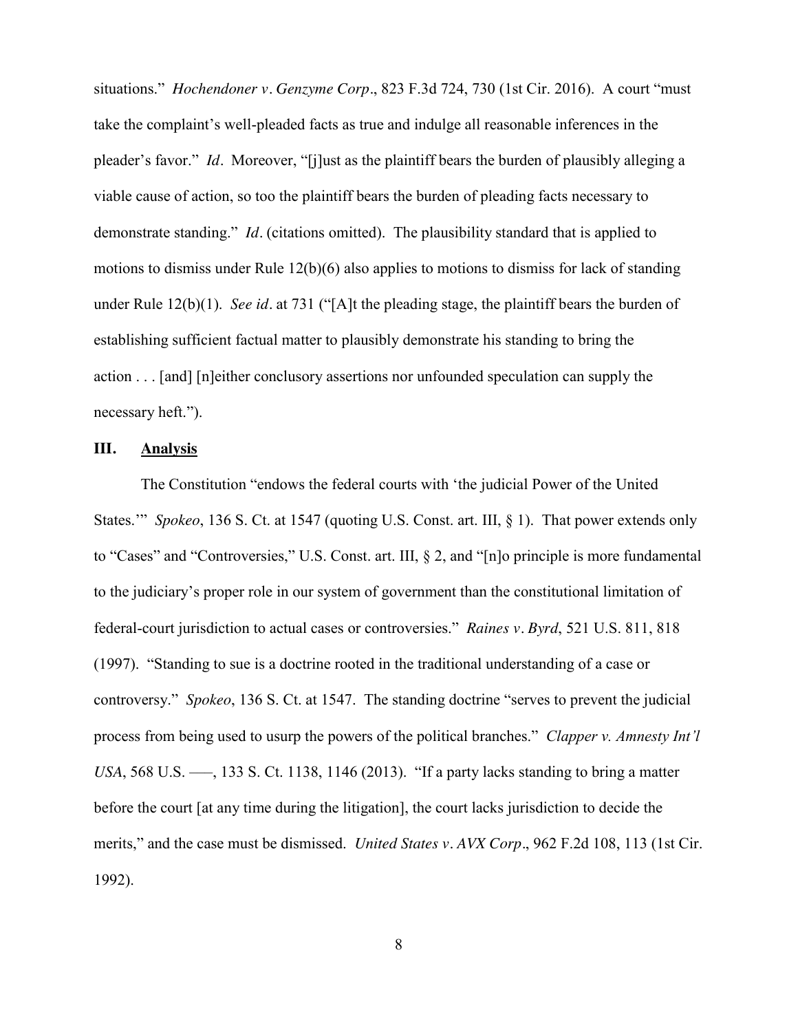situations." *Hochendoner v. Genzyme Corp*., 823 F.3d 724, 730 (1st Cir. 2016). A court "must take the complaint's well-pleaded facts as true and indulge all reasonable inferences in the pleader's favor." *Id*. Moreover, "[j]ust as the plaintiff bears the burden of plausibly alleging a viable cause of action, so too the plaintiff bears the burden of pleading facts necessary to demonstrate standing." *Id*. (citations omitted). The plausibility standard that is applied to motions to dismiss under Rule 12(b)(6) also applies to motions to dismiss for lack of standing under Rule 12(b)(1). *See id*. at 731 ("[A]t the pleading stage, the plaintiff bears the burden of establishing sufficient factual matter to plausibly demonstrate his standing to bring the action . . . [and] [n]either conclusory assertions nor unfounded speculation can supply the necessary heft.").

## III. Analysis

The Constitution "endows the federal courts with 'the judicial Power of the United States.'" *Spokeo*, 136 S. Ct. at 1547 (quoting U.S. Const. art. III, § 1). That power extends only to "Cases" and "Controversies," U.S. Const. art. III, § 2, and "[n]o principle is more fundamental to the judiciary's proper role in our system of government than the constitutional limitation of federal-court jurisdiction to actual cases or controversies." *Raines v. Byrd*, 521 U.S. 811, 818 (1997). "Standing to sue is a doctrine rooted in the traditional understanding of a case or controversy." *Spokeo*, 136 S. Ct. at 1547. The standing doctrine "serves to prevent the judicial process from being used to usurp the powers of the political branches." *Clapper v. Amnesty Int'l USA*, 568 U.S. ––, 133 S. Ct. 1138, 1146 (2013). "If a party lacks standing to bring a matter before the court [at any time during the litigation], the court lacks jurisdiction to decide the merits," and the case must be dismissed. *United States v. AVX Corp*., 962 F.2d 108, 113 (1st Cir. 1992).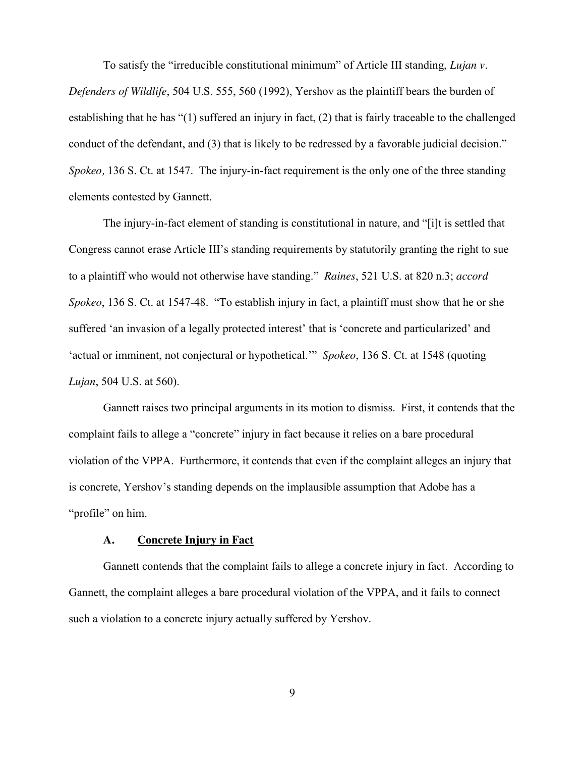To satisfy the "irreducible constitutional minimum" of Article III standing, *Lujan v. Defenders of Wildlife*, 504 U.S. 555, 560 (1992), Yershov as the plaintiff bears the burden of establishing that he has "(1) suffered an injury in fact, (2) that is fairly traceable to the challenged conduct of the defendant, and (3) that is likely to be redressed by a favorable judicial decision." *Spokeo,* 136 S. Ct. at 1547. The injury-in-fact requirement is the only one of the three standing elements contested by Gannett.

The injury-in-fact element of standing is constitutional in nature, and "[i]t is settled that Congress cannot erase Article III's standing requirements by statutorily granting the right to sue to a plaintiff who would not otherwise have standing." *Raines*, 521 U.S. at 820 n.3; *accord Spokeo*, 136 S. Ct. at 1547-48. "To establish injury in fact, a plaintiff must show that he or she suffered 'an invasion of a legally protected interest' that is 'concrete and particularized' and 'actual or imminent, not conjectural or hypothetical.'" *Spokeo*, 136 S. Ct. at 1548 (quoting *Lujan*, 504 U.S. at 560).

Gannett raises two principal arguments in its motion to dismiss. First, it contends that the complaint fails to allege a "concrete" injury in fact because it relies on a bare procedural violation of the VPPA. Furthermore, it contends that even if the complaint alleges an injury that is concrete, Yershov's standing depends on the implausible assumption that Adobe has a "profile" on him.

### A. Concrete Injury in Fact

Gannett contends that the complaint fails to allege a concrete injury in fact. According to Gannett, the complaint alleges a bare procedural violation of the VPPA, and it fails to connect such a violation to a concrete injury actually suffered by Yershov.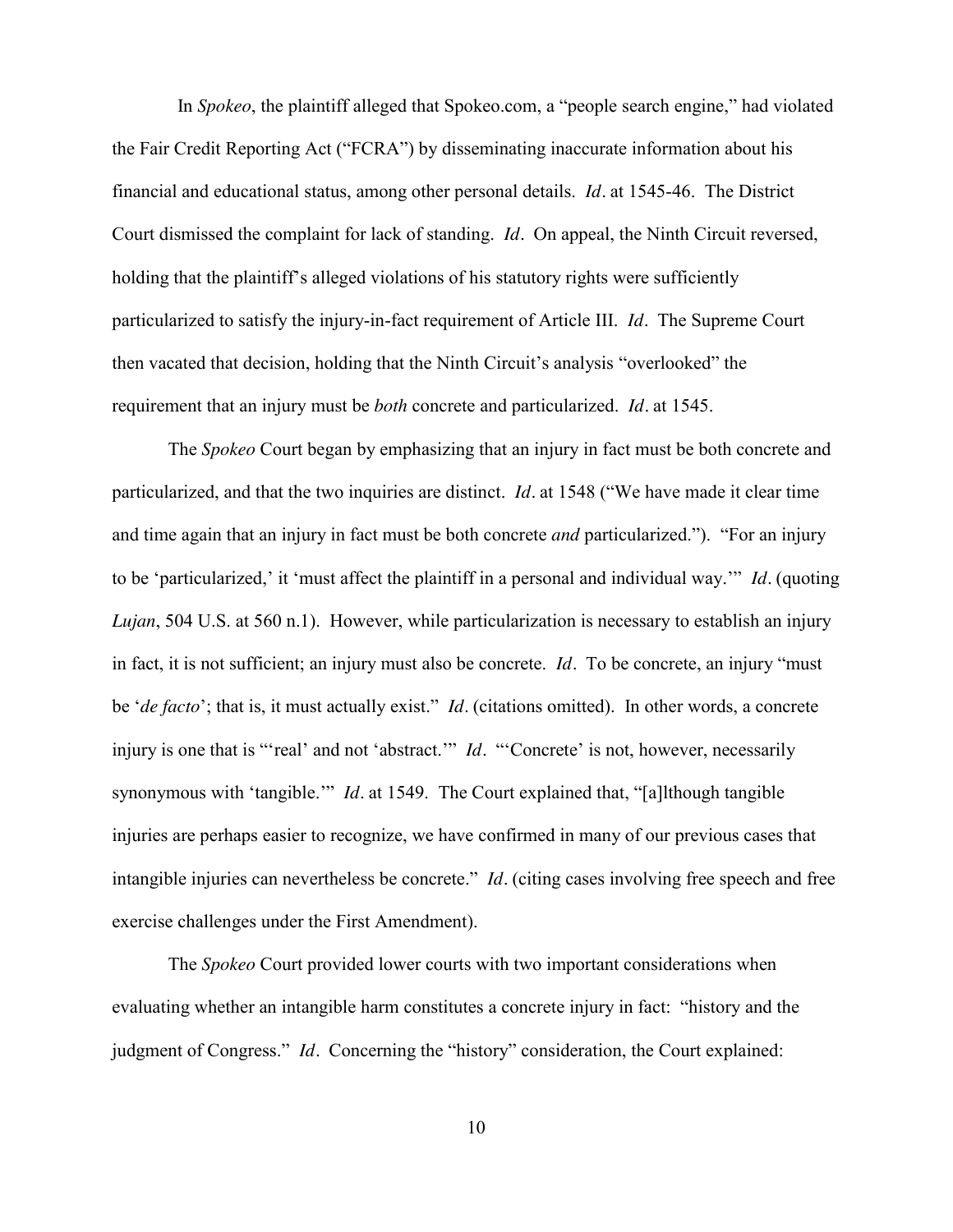In *Spokeo*, the plaintiff alleged that Spokeo.com, a "people search engine," had violated the Fair Credit Reporting Act ("FCRA") by disseminating inaccurate information about his financial and educational status, among other personal details. *Id*. at 1545-46. The District Court dismissed the complaint for lack of standing. *Id*. On appeal, the Ninth Circuit reversed, holding that the plaintiff's alleged violations of his statutory rights were sufficiently particularized to satisfy the injury-in-fact requirement of Article III. *Id*. The Supreme Court then vacated that decision, holding that the Ninth Circuit's analysis "overlooked" the requirement that an injury must be *both* concrete and particularized. *Id*. at 1545.

The *Spokeo* Court began by emphasizing that an injury in fact must be both concrete and particularized, and that the two inquiries are distinct. *Id*. at 1548 ("We have made it clear time and time again that an injury in fact must be both concrete *and* particularized."). "For an injury to be 'particularized,' it 'must affect the plaintiff in a personal and individual way.'" *Id*. (quoting *Lujan*, 504 U.S. at 560 n.1). However, while particularization is necessary to establish an injury in fact, it is not sufficient; an injury must also be concrete. *Id*. To be concrete, an injury "must be '*de facto*'; that is, it must actually exist." *Id*. (citations omitted). In other words, a concrete injury is one that is "'real' and not 'abstract.'" *Id*. "'Concrete' is not, however, necessarily synonymous with 'tangible.'" *Id*. at 1549. The Court explained that, "[a]lthough tangible injuries are perhaps easier to recognize, we have confirmed in many of our previous cases that intangible injuries can nevertheless be concrete." *Id*. (citing cases involving free speech and free exercise challenges under the First Amendment).

The *Spokeo* Court provided lower courts with two important considerations when evaluating whether an intangible harm constitutes a concrete injury in fact: "history and the judgment of Congress." *Id*. Concerning the "history" consideration, the Court explained: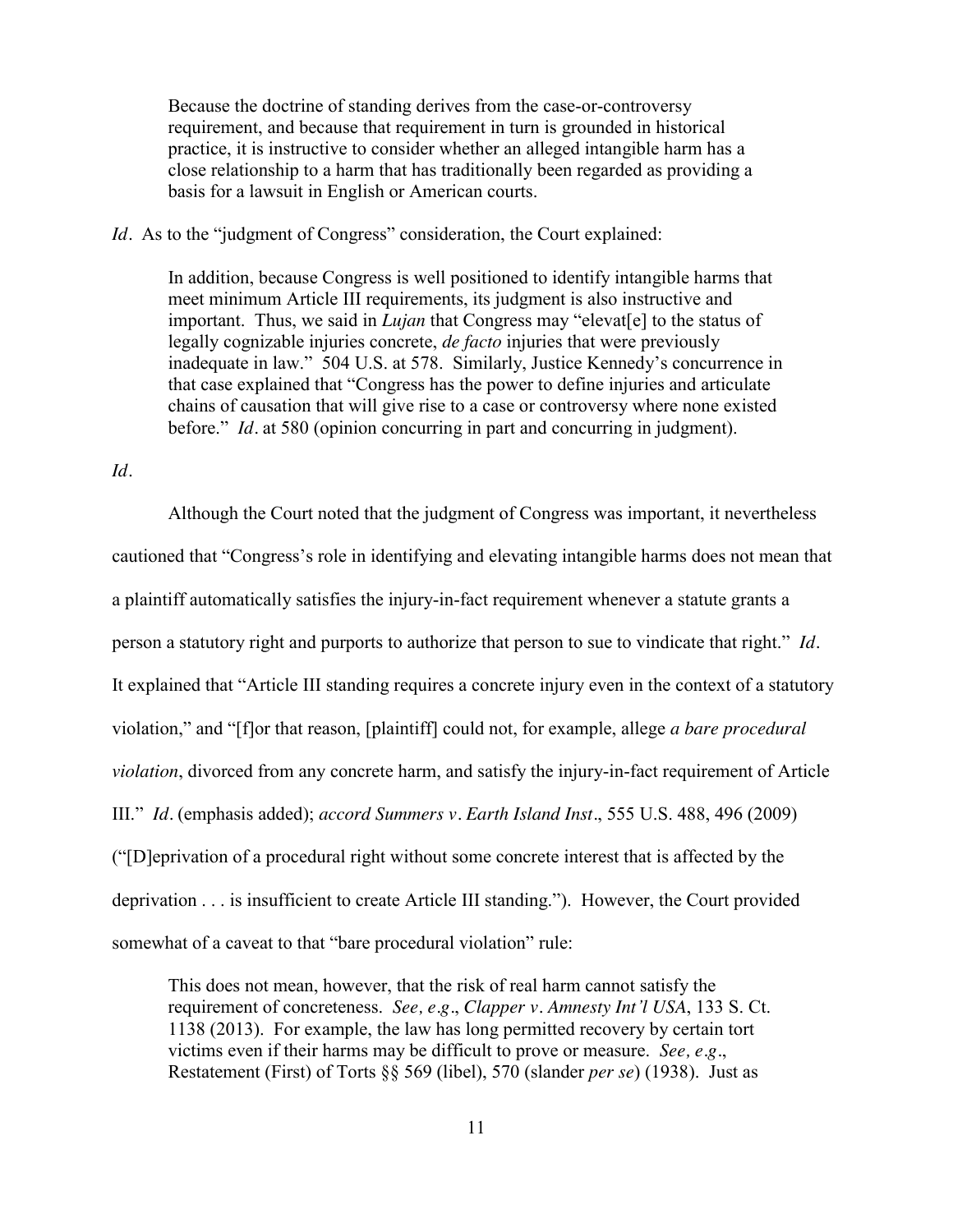> Because the doctrine of standing derives from the case-or-controversy requirement, and because that requirement in turn is grounded in historical practice, it is instructive to consider whether an alleged intangible harm has a close relationship to a harm that has traditionally been regarded as providing a basis for a lawsuit in English or American courts.

*Id*. As to the "judgment of Congress" consideration, the Court explained:

> In addition, because Congress is well positioned to identify intangible harms that meet minimum Article III requirements, its judgment is also instructive and important. Thus, we said in *Lujan* that Congress may "elevat[e] to the status of legally cognizable injuries concrete, *de facto* injuries that were previously inadequate in law." 504 U.S. at 578. Similarly, Justice Kennedy's concurrence in that case explained that "Congress has the power to define injuries and articulate chains of causation that will give rise to a case or controversy where none existed before." *Id*. at 580 (opinion concurring in part and concurring in judgment).

*Id*.

Although the Court noted that the judgment of Congress was important, it nevertheless cautioned that "Congress's role in identifying and elevating intangible harms does not mean that a plaintiff automatically satisfies the injury-in-fact requirement whenever a statute grants a person a statutory right and purports to authorize that person to sue to vindicate that right." *Id*. It explained that "Article III standing requires a concrete injury even in the context of a statutory violation," and "[f]or that reason, [plaintiff] could not, for example, allege *a bare procedural violation*, divorced from any concrete harm, and satisfy the injury-in-fact requirement of Article III." *Id*. (emphasis added); *accord Summers v. Earth Island Inst*., 555 U.S. 488, 496 (2009) ("[D]eprivation of a procedural right without some concrete interest that is affected by the deprivation . . . is insufficient to create Article III standing."). However, the Court provided somewhat of a caveat to that "bare procedural violation" rule:

> This does not mean, however, that the risk of real harm cannot satisfy the requirement of concreteness. *See, e.g*., *Clapper v. Amnesty Int'l USA*, 133 S. Ct. 1138 (2013). For example, the law has long permitted recovery by certain tort victims even if their harms may be difficult to prove or measure. *See, e.g*., Restatement (First) of Torts §§ 569 (libel), 570 (slander *per se*) (1938). Just as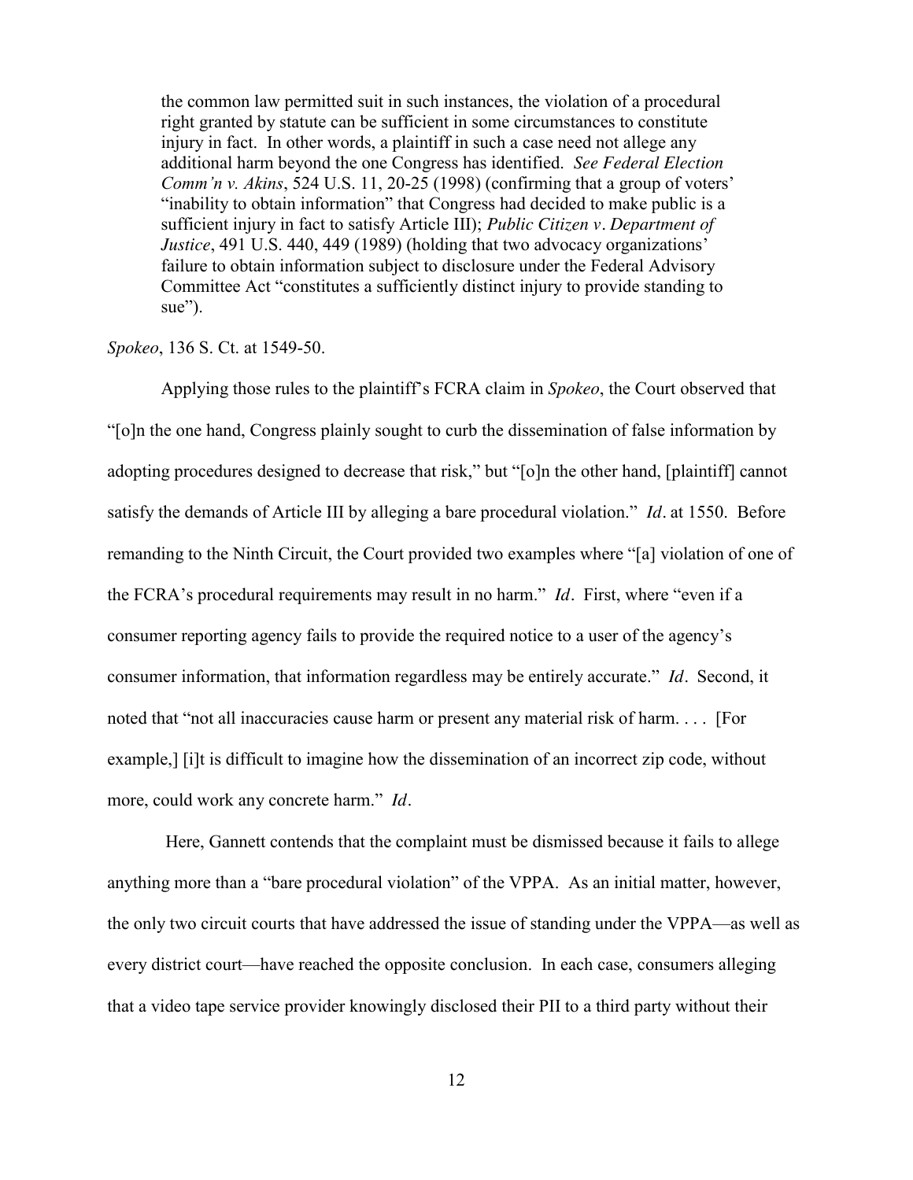the common law permitted suit in such instances, the violation of a procedural right granted by statute can be sufficient in some circumstances to constitute injury in fact. In other words, a plaintiff in such a case need not allege any additional harm beyond the one Congress has identified. *See Federal Election Comm'n v. Akins*, 524 U.S. 11, 20-25 (1998) (confirming that a group of voters' "inability to obtain information" that Congress had decided to make public is a sufficient injury in fact to satisfy Article III); *Public Citizen v. Department of Justice*, 491 U.S. 440, 449 (1989) (holding that two advocacy organizations' failure to obtain information subject to disclosure under the Federal Advisory Committee Act "constitutes a sufficiently distinct injury to provide standing to sue").

*Spokeo*, 136 S. Ct. at 1549-50.

Applying those rules to the plaintiff's FCRA claim in *Spokeo*, the Court observed that "[o]n the one hand, Congress plainly sought to curb the dissemination of false information by adopting procedures designed to decrease that risk," but "[o]n the other hand, [plaintiff] cannot satisfy the demands of Article III by alleging a bare procedural violation." *Id*. at 1550. Before remanding to the Ninth Circuit, the Court provided two examples where "[a] violation of one of the FCRA's procedural requirements may result in no harm." *Id*. First, where "even if a consumer reporting agency fails to provide the required notice to a user of the agency's consumer information, that information regardless may be entirely accurate." *Id*. Second, it noted that "not all inaccuracies cause harm or present any material risk of harm. . . . [For example,] [i]t is difficult to imagine how the dissemination of an incorrect zip code, without more, could work any concrete harm." *Id*.

Here, Gannett contends that the complaint must be dismissed because it fails to allege anything more than a "bare procedural violation" of the VPPA. As an initial matter, however, the only two circuit courts that have addressed the issue of standing under the VPPA—as well as every district court—have reached the opposite conclusion. In each case, consumers alleging that a video tape service provider knowingly disclosed their PII to a third party without their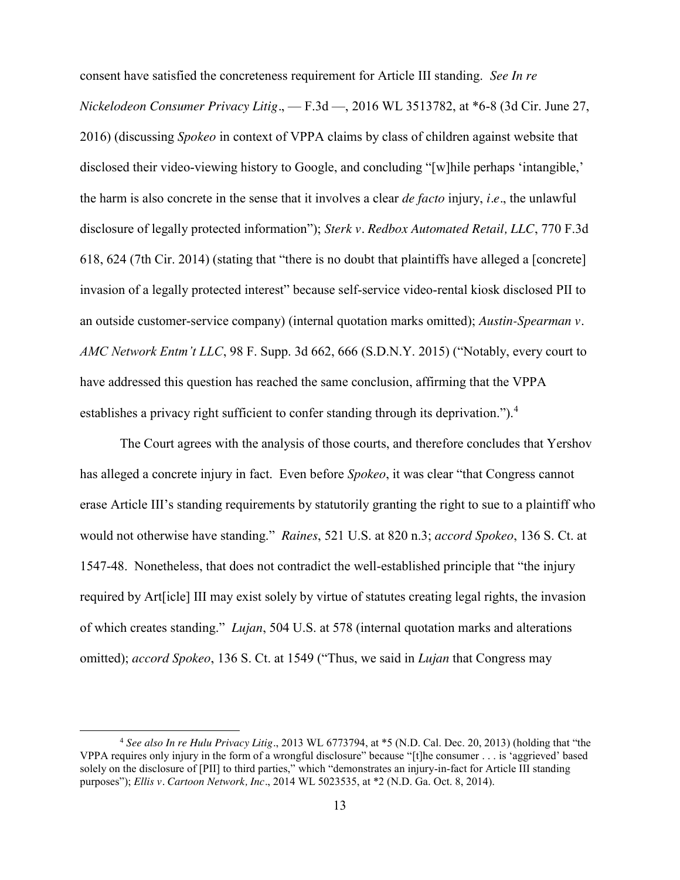consent have satisfied the concreteness requirement for Article III standing. *See In re Nickelodeon Consumer Privacy Litig*., — F.3d —, 2016 WL 3513782, at *6-8 (3d Cir. June 27, 2016) (discussing *Spokeo* in context of VPPA claims by class of children against website that disclosed their video-viewing history to Google, and concluding "[w]hile perhaps 'intangible,' the harm is also concrete in the sense that it involves a clear *de facto* injury, *i.e*., the unlawful disclosure of legally protected information"); *Sterk v. Redbox Automated Retail, LLC*, 770 F.3d 618, 624 (7th Cir. 2014) (stating that "there is no doubt that plaintiffs have alleged a [concrete] invasion of a legally protected interest" because self-service video-rental kiosk disclosed PII to an outside customer-service company) (internal quotation marks omitted); *Austin-Spearman v. AMC Network Entm't LLC*, 98 F. Supp. 3d 662, 666 (S.D.N.Y. 2015) ("Notably, every court to have addressed this question has reached the same conclusion, affirming that the VPPA establishes a privacy right sufficient to confer standing through its deprivation.").[4]

The Court agrees with the analysis of those courts, and therefore concludes that Yershov has alleged a concrete injury in fact. Even before *Spokeo*, it was clear "that Congress cannot erase Article III's standing requirements by statutorily granting the right to sue to a plaintiff who would not otherwise have standing." *Raines*, 521 U.S. at 820 n.3; *accord Spokeo*, 136 S. Ct. at 1547-48. Nonetheless, that does not contradict the well-established principle that "the injury required by Art[icle] III may exist solely by virtue of statutes creating legal rights, the invasion of which creates standing." *Lujan*, 504 U.S. at 578 (internal quotation marks and alterations omitted); *accord Spokeo*, 136 S. Ct. at 1549 ("Thus, we said in *Lujan* that Congress may

---

[4] *See also In re Hulu Privacy Litig*., 2013 WL 6773794, at *5 (N.D. Cal. Dec. 20, 2013) (holding that "the VPPA requires only injury in the form of a wrongful disclosure" because "[t]he consumer . . . is 'aggrieved' based solely on the disclosure of [PII] to third parties," which "demonstrates an injury-in-fact for Article III standing purposes"); *Ellis v. Cartoon Network, Inc*., 2014 WL 5023535, at *2 (N.D. Ga. Oct. 8, 2014).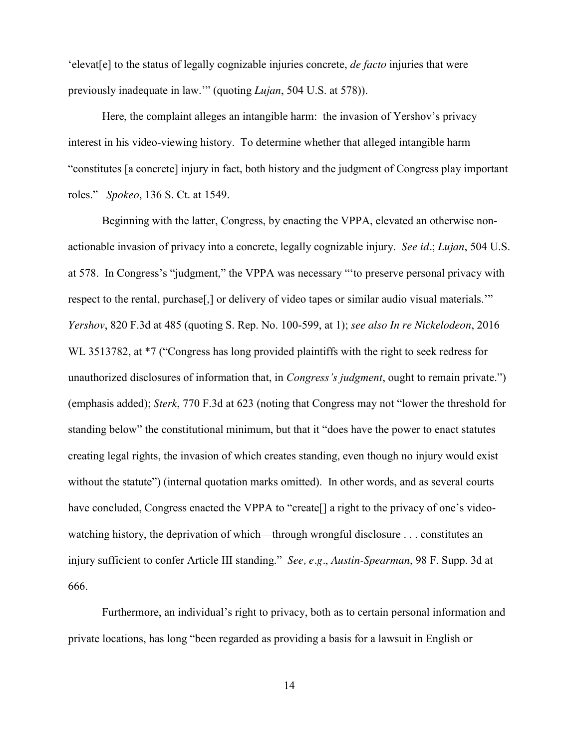'elevat[e] to the status of legally cognizable injuries concrete, *de facto* injuries that were previously inadequate in law.'" (quoting *Lujan*, 504 U.S. at 578)).

Here, the complaint alleges an intangible harm: the invasion of Yershov's privacy interest in his video-viewing history. To determine whether that alleged intangible harm "constitutes [a concrete] injury in fact, both history and the judgment of Congress play important roles." *Spokeo*, 136 S. Ct. at 1549.

Beginning with the latter, Congress, by enacting the VPPA, elevated an otherwise non-actionable invasion of privacy into a concrete, legally cognizable injury. *See id*.; *Lujan*, 504 U.S. at 578. In Congress's "judgment," the VPPA was necessary "'to preserve personal privacy with respect to the rental, purchase[,] or delivery of video tapes or similar audio visual materials.'" *Yershov*, 820 F.3d at 485 (quoting S. Rep. No. 100-599, at 1); *see also In re Nickelodeon*, 2016 WL 3513782, at *7 ("Congress has long provided plaintiffs with the right to seek redress for unauthorized disclosures of information that, in *Congress's judgment*, ought to remain private.") (emphasis added); *Sterk*, 770 F.3d at 623 (noting that Congress may not "lower the threshold for standing below" the constitutional minimum, but that it "does have the power to enact statutes creating legal rights, the invasion of which creates standing, even though no injury would exist without the statute") (internal quotation marks omitted). In other words, and as several courts have concluded, Congress enacted the VPPA to "create[] a right to the privacy of one's video-watching history, the deprivation of which—through wrongful disclosure . . . constitutes an injury sufficient to confer Article III standing." *See, e.g*., *Austin-Spearman*, 98 F. Supp. 3d at 666.

Furthermore, an individual's right to privacy, both as to certain personal information and private locations, has long "been regarded as providing a basis for a lawsuit in English or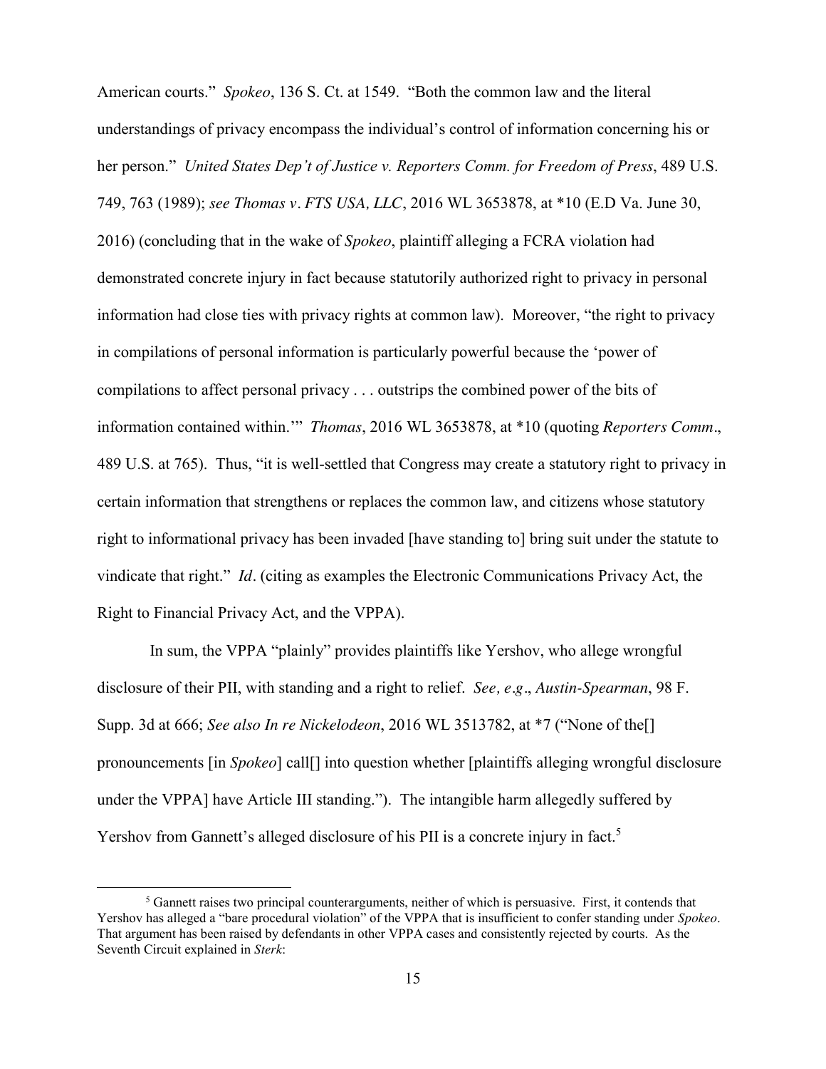American courts." *Spokeo*, 136 S. Ct. at 1549. "Both the common law and the literal understandings of privacy encompass the individual's control of information concerning his or her person." *United States Dep't of Justice v. Reporters Comm. for Freedom of Press*, 489 U.S. 749, 763 (1989); *see Thomas v. FTS USA, LLC*, 2016 WL 3653878, at *10 (E.D Va. June 30, 2016) (concluding that in the wake of *Spokeo*, plaintiff alleging a FCRA violation had demonstrated concrete injury in fact because statutorily authorized right to privacy in personal information had close ties with privacy rights at common law). Moreover, "the right to privacy in compilations of personal information is particularly powerful because the 'power of compilations to affect personal privacy . . . outstrips the combined power of the bits of information contained within.'" *Thomas*, 2016 WL 3653878, at *10 (quoting *Reporters Comm*., 489 U.S. at 765). Thus, "it is well-settled that Congress may create a statutory right to privacy in certain information that strengthens or replaces the common law, and citizens whose statutory right to informational privacy has been invaded [have standing to] bring suit under the statute to vindicate that right." *Id*. (citing as examples the Electronic Communications Privacy Act, the Right to Financial Privacy Act, and the VPPA).

In sum, the VPPA "plainly" provides plaintiffs like Yershov, who allege wrongful disclosure of their PII, with standing and a right to relief. *See, e.g*., *Austin-Spearman*, 98 F. Supp. 3d at 666; *See also In re Nickelodeon*, 2016 WL 3513782, at *7 ("None of the[] pronouncements [in *Spokeo*] call[] into question whether [plaintiffs alleging wrongful disclosure under the VPPA] have Article III standing."). The intangible harm allegedly suffered by Yershov from Gannett's alleged disclosure of his PII is a concrete injury in fact.[5]

---

[5] Gannett raises two principal counterarguments, neither of which is persuasive. First, it contends that Yershov has alleged a "bare procedural violation" of the VPPA that is insufficient to confer standing under *Spokeo*. That argument has been raised by defendants in other VPPA cases and consistently rejected by courts. As the Seventh Circuit explained in *Sterk*: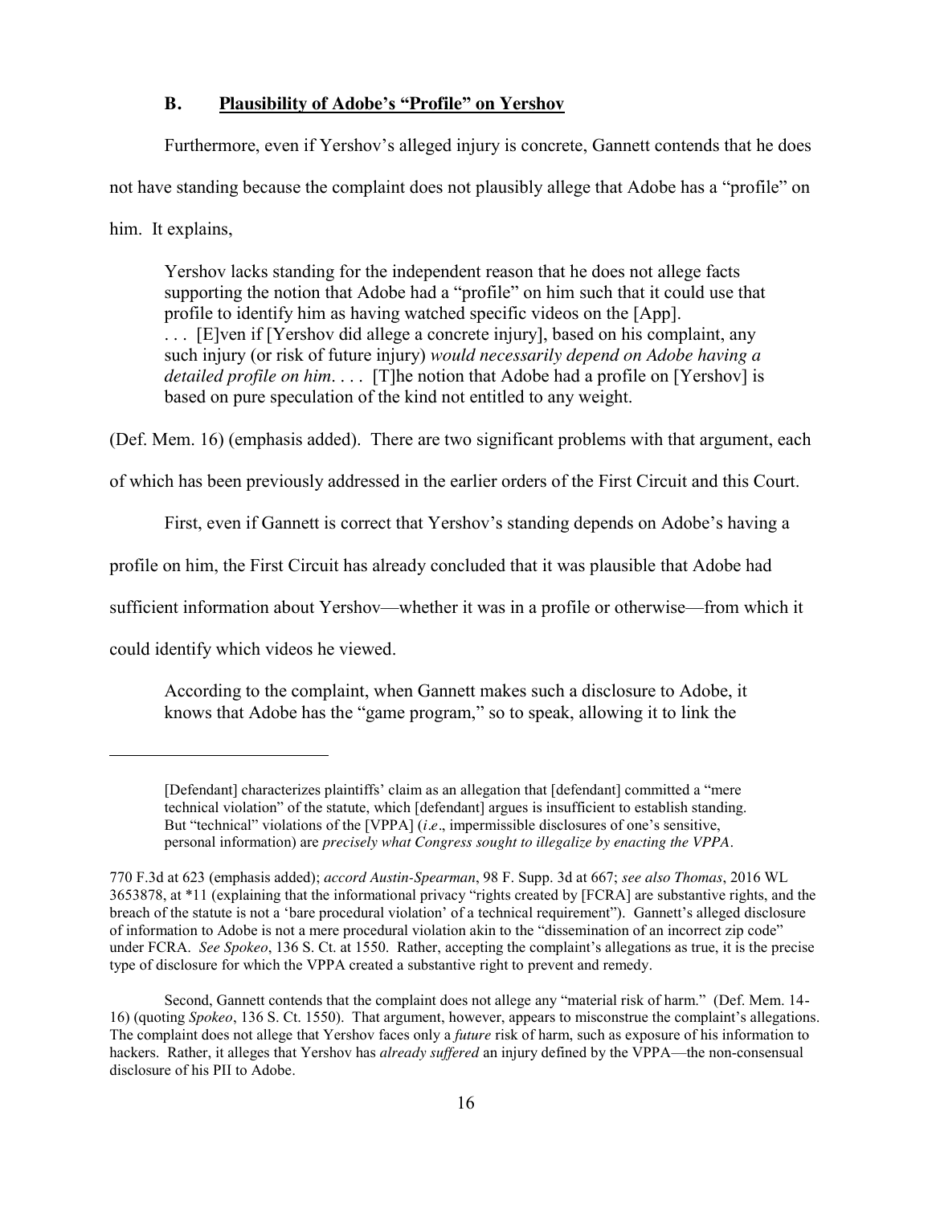### B. Plausibility of Adobe's "Profile" on Yershov

Furthermore, even if Yershov's alleged injury is concrete, Gannett contends that he does not have standing because the complaint does not plausibly allege that Adobe has a "profile" on him. It explains,

> Yershov lacks standing for the independent reason that he does not allege facts supporting the notion that Adobe had a "profile" on him such that it could use that profile to identify him as having watched specific videos on the [App]. . . . [E]ven if [Yershov did allege a concrete injury], based on his complaint, any such injury (or risk of future injury) *would necessarily depend on Adobe having a detailed profile on him*. . . . [T]he notion that Adobe had a profile on [Yershov] is based on pure speculation of the kind not entitled to any weight.

(Def. Mem. 16) (emphasis added). There are two significant problems with that argument, each of which has been previously addressed in the earlier orders of the First Circuit and this Court.

First, even if Gannett is correct that Yershov's standing depends on Adobe's having a profile on him, the First Circuit has already concluded that it was plausible that Adobe had sufficient information about Yershov—whether it was in a profile or otherwise—from which it could identify which videos he viewed.

> According to the complaint, when Gannett makes such a disclosure to Adobe, it knows that Adobe has the "game program," so to speak, allowing it to link the

---

> [Defendant] characterizes plaintiffs' claim as an allegation that [defendant] committed a "mere technical violation" of the statute, which [defendant] argues is insufficient to establish standing. But "technical" violations of the [VPPA] (*i.e*., impermissible disclosures of one's sensitive, personal information) are *precisely what Congress sought to illegalize by enacting the VPPA*.

770 F.3d at 623 (emphasis added); *accord Austin-Spearman*, 98 F. Supp. 3d at 667; *see also Thomas*, 2016 WL 3653878, at *11 (explaining that the informational privacy "rights created by [FCRA] are substantive rights, and the breach of the statute is not a 'bare procedural violation' of a technical requirement"). Gannett's alleged disclosure of information to Adobe is not a mere procedural violation akin to the "dissemination of an incorrect zip code" under FCRA. *See Spokeo*, 136 S. Ct. at 1550. Rather, accepting the complaint's allegations as true, it is the precise type of disclosure for which the VPPA created a substantive right to prevent and remedy.

Second, Gannett contends that the complaint does not allege any "material risk of harm." (Def. Mem. 14-16) (quoting *Spokeo*, 136 S. Ct. 1550). That argument, however, appears to misconstrue the complaint's allegations. The complaint does not allege that Yershov faces only a *future* risk of harm, such as exposure of his information to hackers. Rather, it alleges that Yershov has *already suffered* an injury defined by the VPPA—the non-consensual disclosure of his PII to Adobe.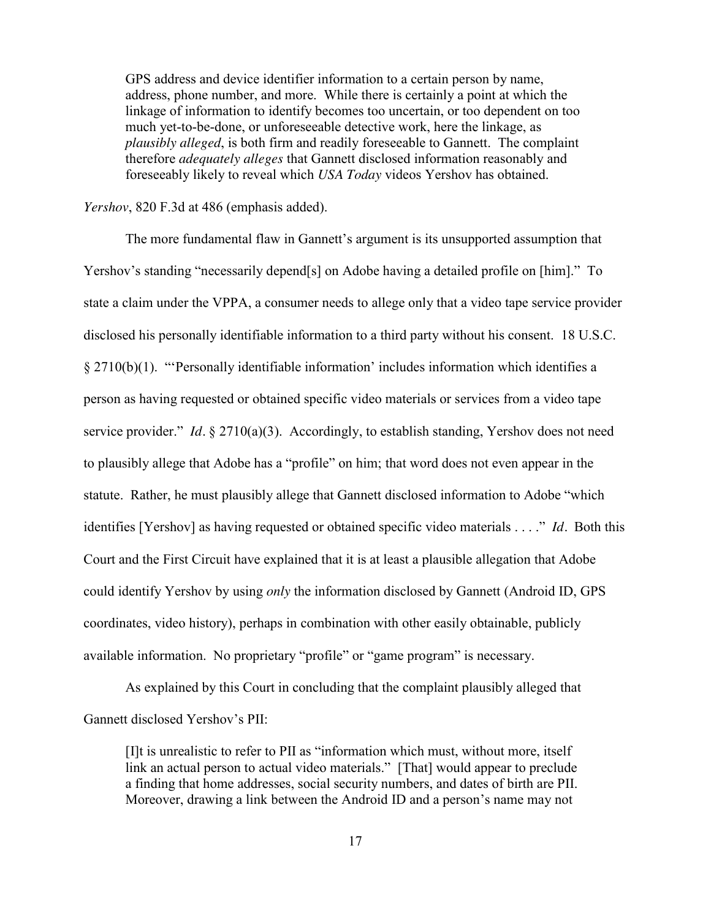> GPS address and device identifier information to a certain person by name, address, phone number, and more. While there is certainly a point at which the linkage of information to identify becomes too uncertain, or too dependent on too much yet-to-be-done, or unforeseeable detective work, here the linkage, as *plausibly alleged*, is both firm and readily foreseeable to Gannett. The complaint therefore *adequately alleges* that Gannett disclosed information reasonably and foreseeably likely to reveal which *USA Today* videos Yershov has obtained.

*Yershov*, 820 F.3d at 486 (emphasis added).

The more fundamental flaw in Gannett's argument is its unsupported assumption that Yershov's standing "necessarily depend[s] on Adobe having a detailed profile on [him]." To state a claim under the VPPA, a consumer needs to allege only that a video tape service provider disclosed his personally identifiable information to a third party without his consent. 18 U.S.C. § 2710(b)(1). "'Personally identifiable information' includes information which identifies a person as having requested or obtained specific video materials or services from a video tape service provider." *Id*. § 2710(a)(3). Accordingly, to establish standing, Yershov does not need to plausibly allege that Adobe has a "profile" on him; that word does not even appear in the statute. Rather, he must plausibly allege that Gannett disclosed information to Adobe "which identifies [Yershov] as having requested or obtained specific video materials . . . ." *Id*. Both this Court and the First Circuit have explained that it is at least a plausible allegation that Adobe could identify Yershov by using *only* the information disclosed by Gannett (Android ID, GPS coordinates, video history), perhaps in combination with other easily obtainable, publicly available information. No proprietary "profile" or "game program" is necessary.

As explained by this Court in concluding that the complaint plausibly alleged that Gannett disclosed Yershov's PII:

> [I]t is unrealistic to refer to PII as "information which must, without more, itself link an actual person to actual video materials." [That] would appear to preclude a finding that home addresses, social security numbers, and dates of birth are PII. Moreover, drawing a link between the Android ID and a person's name may not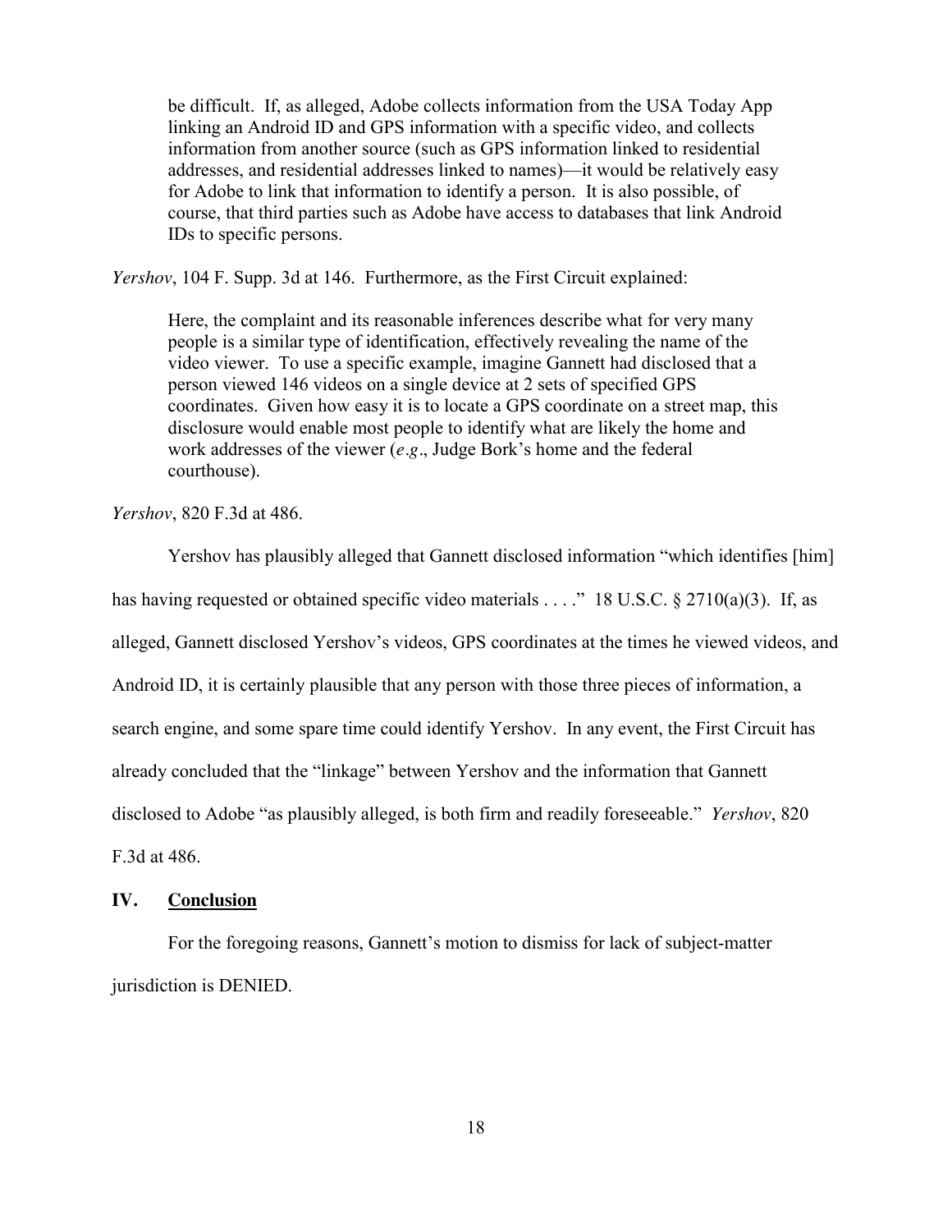> be difficult. If, as alleged, Adobe collects information from the USA Today App linking an Android ID and GPS information with a specific video, and collects information from another source (such as GPS information linked to residential addresses, and residential addresses linked to names)—it would be relatively easy for Adobe to link that information to identify a person. It is also possible, of course, that third parties such as Adobe have access to databases that link Android IDs to specific persons.

*Yershov*, 104 F. Supp. 3d at 146. Furthermore, as the First Circuit explained:

> Here, the complaint and its reasonable inferences describe what for very many people is a similar type of identification, effectively revealing the name of the video viewer. To use a specific example, imagine Gannett had disclosed that a person viewed 146 videos on a single device at 2 sets of specified GPS coordinates. Given how easy it is to locate a GPS coordinate on a street map, this disclosure would enable most people to identify what are likely the home and work addresses of the viewer (*e.g*., Judge Bork's home and the federal courthouse).

*Yershov*, 820 F.3d at 486.

Yershov has plausibly alleged that Gannett disclosed information "which identifies [him] has having requested or obtained specific video materials . . . ." 18 U.S.C. § 2710(a)(3). If, as alleged, Gannett disclosed Yershov's videos, GPS coordinates at the times he viewed videos, and Android ID, it is certainly plausible that any person with those three pieces of information, a search engine, and some spare time could identify Yershov. In any event, the First Circuit has already concluded that the "linkage" between Yershov and the information that Gannett disclosed to Adobe "as plausibly alleged, is both firm and readily foreseeable." *Yershov*, 820 F.3d at 486.

## IV. Conclusion

For the foregoing reasons, Gannett's motion to dismiss for lack of subject-matter jurisdiction is DENIED.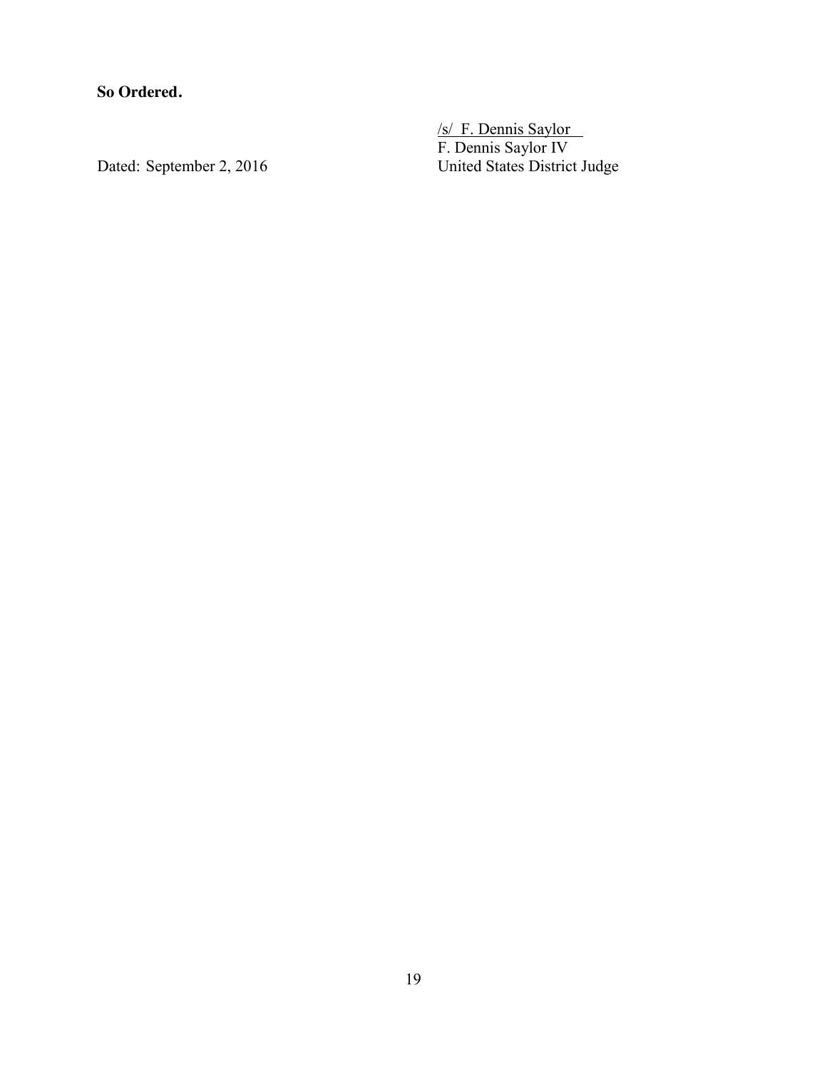**So Ordered.**

/s/ F. Dennis Saylor
F. Dennis Saylor IV
United States District Judge

Dated: September 2, 2016